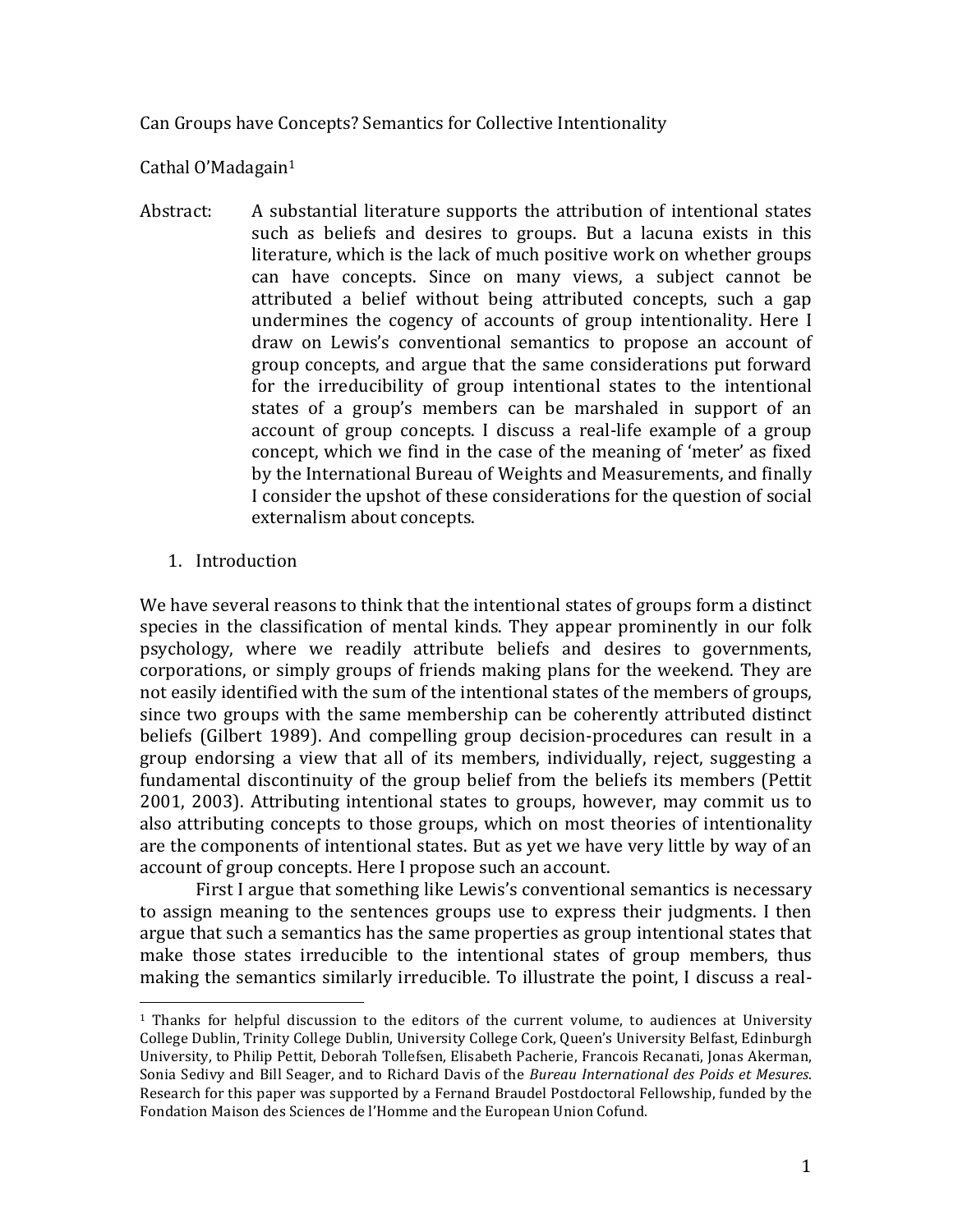# Can Groups have Concepts? Semantics for Collective Intentionality

Cathal O'Madagain[1]

Abstract: A substantial literature supports the attribution of intentional states such as beliefs and desires to groups. But a lacuna exists in this literature, which is the lack of much positive work on whether groups can have concepts. Since on many views, a subject cannot be attributed a belief without being attributed concepts, such a gap undermines the cogency of accounts of group intentionality. Here I draw on Lewis's conventional semantics to propose an account of group concepts, and argue that the same considerations put forward for the irreducibility of group intentional states to the intentional states of a group's members can be marshaled in support of an account of group concepts. I discuss a real-life example of a group concept, which we find in the case of the meaning of 'meter' as fixed by the International Bureau of Weights and Measurements, and finally I consider the upshot of these considerations for the question of social externalism about concepts.

## 1. Introduction

We have several reasons to think that the intentional states of groups form a distinct species in the classification of mental kinds. They appear prominently in our folk psychology, where we readily attribute beliefs and desires to governments, corporations, or simply groups of friends making plans for the weekend. They are not easily identified with the sum of the intentional states of the members of groups, since two groups with the same membership can be coherently attributed distinct beliefs (Gilbert 1989). And compelling group decision-procedures can result in a group endorsing a view that all of its members, individually, reject, suggesting a fundamental discontinuity of the group belief from the beliefs its members (Pettit 2001, 2003). Attributing intentional states to groups, however, may commit us to also attributing concepts to those groups, which on most theories of intentionality are the components of intentional states. But as yet we have very little by way of an account of group concepts. Here I propose such an account.

First I argue that something like Lewis's conventional semantics is necessary to assign meaning to the sentences groups use to express their judgments. I then argue that such a semantics has the same properties as group intentional states that make those states irreducible to the intentional states of group members, thus making the semantics similarly irreducible. To illustrate the point, I discuss a real-

[1] Thanks for helpful discussion to the editors of the current volume, to audiences at University College Dublin, Trinity College Dublin, University College Cork, Queen's University Belfast, Edinburgh University, to Philip Pettit, Deborah Tollefsen, Elisabeth Pacherie, Francois Recanati, Jonas Akerman, Sonia Sedivy and Bill Seager, and to Richard Davis of the *Bureau International des Poids et Mesures*. Research for this paper was supported by a Fernand Braudel Postdoctoral Fellowship, funded by the Fondation Maison des Sciences de l'Homme and the European Union Cofund.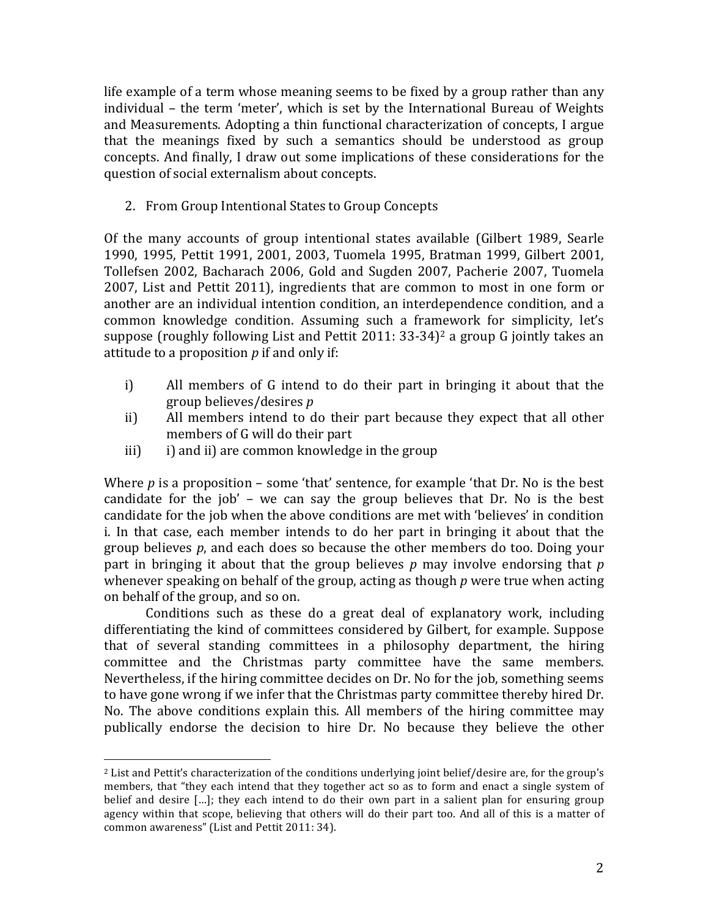life example of a term whose meaning seems to be fixed by a group rather than any individual – the term 'meter', which is set by the International Bureau of Weights and Measurements. Adopting a thin functional characterization of concepts, I argue that the meanings fixed by such a semantics should be understood as group concepts. And finally, I draw out some implications of these considerations for the question of social externalism about concepts.

## 2. From Group Intentional States to Group Concepts

Of the many accounts of group intentional states available (Gilbert 1989, Searle 1990, 1995, Pettit 1991, 2001, 2003, Tuomela 1995, Bratman 1999, Gilbert 2001, Tollefsen 2002, Bacharach 2006, Gold and Sugden 2007, Pacherie 2007, Tuomela 2007, List and Pettit 2011), ingredients that are common to most in one form or another are an individual intention condition, an interdependence condition, and a common knowledge condition. Assuming such a framework for simplicity, let's suppose (roughly following List and Pettit 2011: 33-34)[2] a group G jointly takes an attitude to a proposition *p* if and only if:

- i) All members of G intend to do their part in bringing it about that the group believes/desires *p*
- ii) All members intend to do their part because they expect that all other members of G will do their part
- iii) i) and ii) are common knowledge in the group

Where *p* is a proposition – some 'that' sentence, for example 'that Dr. No is the best candidate for the job' – we can say the group believes that Dr. No is the best candidate for the job when the above conditions are met with 'believes' in condition i. In that case, each member intends to do her part in bringing it about that the group believes *p*, and each does so because the other members do too. Doing your part in bringing it about that the group believes *p* may involve endorsing that *p* whenever speaking on behalf of the group, acting as though *p* were true when acting on behalf of the group, and so on.

Conditions such as these do a great deal of explanatory work, including differentiating the kind of committees considered by Gilbert, for example. Suppose that of several standing committees in a philosophy department, the hiring committee and the Christmas party committee have the same members. Nevertheless, if the hiring committee decides on Dr. No for the job, something seems to have gone wrong if we infer that the Christmas party committee thereby hired Dr. No. The above conditions explain this. All members of the hiring committee may publically endorse the decision to hire Dr. No because they believe the other

[2] List and Pettit's characterization of the conditions underlying joint belief/desire are, for the group's members, that "they each intend that they together act so as to form and enact a single system of belief and desire […]; they each intend to do their own part in a salient plan for ensuring group agency within that scope, believing that others will do their part too. And all of this is a matter of common awareness" (List and Pettit 2011: 34).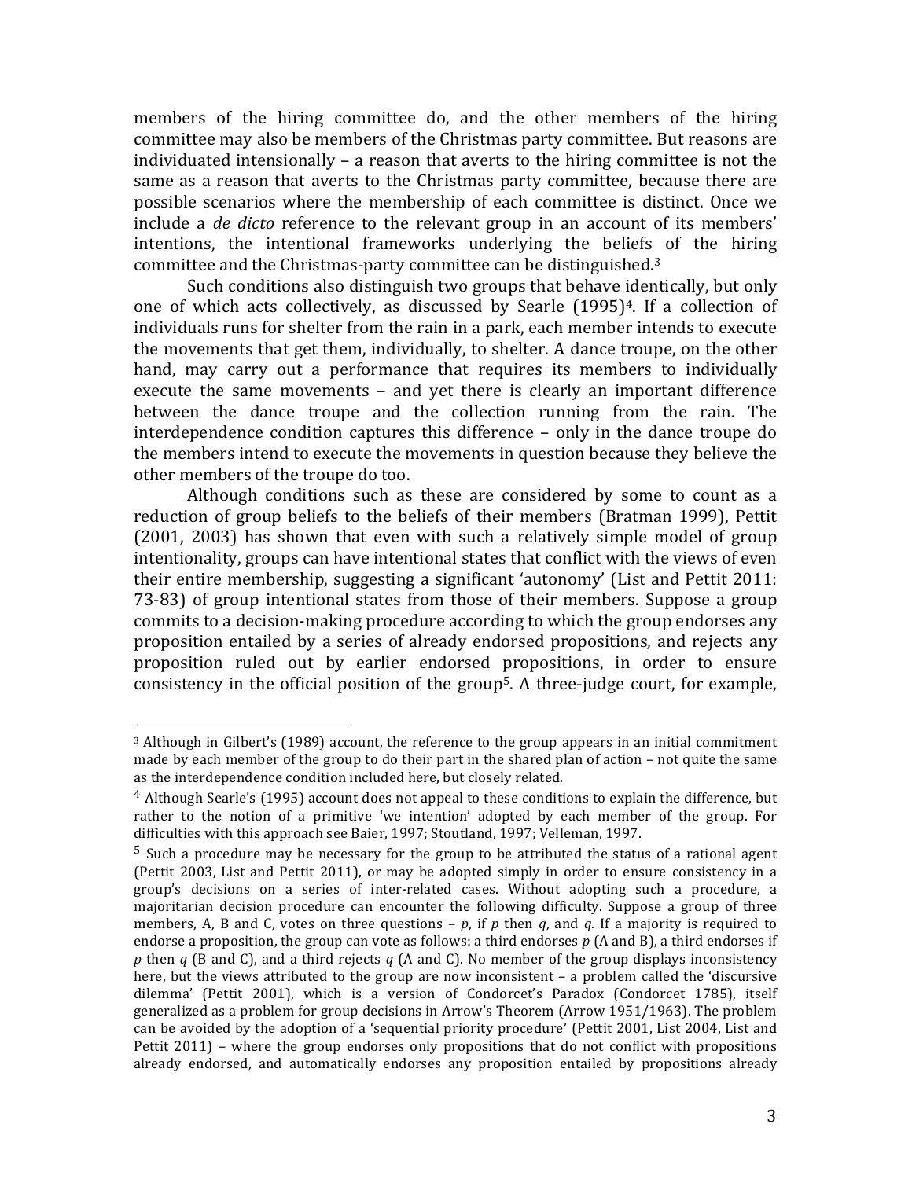members of the hiring committee do, and the other members of the hiring committee may also be members of the Christmas party committee. But reasons are individuated intensionally – a reason that averts to the hiring committee is not the same as a reason that averts to the Christmas party committee, because there are possible scenarios where the membership of each committee is distinct. Once we include a *de dicto* reference to the relevant group in an account of its members' intentions, the intentional frameworks underlying the beliefs of the hiring committee and the Christmas-party committee can be distinguished.[3]

Such conditions also distinguish two groups that behave identically, but only one of which acts collectively, as discussed by Searle (1995)[4]. If a collection of individuals runs for shelter from the rain in a park, each member intends to execute the movements that get them, individually, to shelter. A dance troupe, on the other hand, may carry out a performance that requires its members to individually execute the same movements – and yet there is clearly an important difference between the dance troupe and the collection running from the rain. The interdependence condition captures this difference – only in the dance troupe do the members intend to execute the movements in question because they believe the other members of the troupe do too.

Although conditions such as these are considered by some to count as a reduction of group beliefs to the beliefs of their members (Bratman 1999), Pettit (2001, 2003) has shown that even with such a relatively simple model of group intentionality, groups can have intentional states that conflict with the views of even their entire membership, suggesting a significant 'autonomy' (List and Pettit 2011: 73-83) of group intentional states from those of their members. Suppose a group commits to a decision-making procedure according to which the group endorses any proposition entailed by a series of already endorsed propositions, and rejects any proposition ruled out by earlier endorsed propositions, in order to ensure consistency in the official position of the group[5]. A three-judge court, for example,

---

[3] Although in Gilbert's (1989) account, the reference to the group appears in an initial commitment made by each member of the group to do their part in the shared plan of action – not quite the same as the interdependence condition included here, but closely related.

[4] Although Searle's (1995) account does not appeal to these conditions to explain the difference, but rather to the notion of a primitive 'we intention' adopted by each member of the group. For difficulties with this approach see Baier, 1997; Stoutland, 1997; Velleman, 1997.

[5] Such a procedure may be necessary for the group to be attributed the status of a rational agent (Pettit 2003, List and Pettit 2011), or may be adopted simply in order to ensure consistency in a group's decisions on a series of inter-related cases. Without adopting such a procedure, a majoritarian decision procedure can encounter the following difficulty. Suppose a group of three members, A, B and C, votes on three questions – *p*, if *p* then *q*, and *q*. If a majority is required to endorse a proposition, the group can vote as follows: a third endorses *p* (A and B), a third endorses if *p* then *q* (B and C), and a third rejects *q* (A and C). No member of the group displays inconsistency here, but the views attributed to the group are now inconsistent – a problem called the 'discursive dilemma' (Pettit 2001), which is a version of Condorcet's Paradox (Condorcet 1785), itself generalized as a problem for group decisions in Arrow's Theorem (Arrow 1951/1963). The problem can be avoided by the adoption of a 'sequential priority procedure' (Pettit 2001, List 2004, List and Pettit 2011) – where the group endorses only propositions that do not conflict with propositions already endorsed, and automatically endorses any proposition entailed by propositions already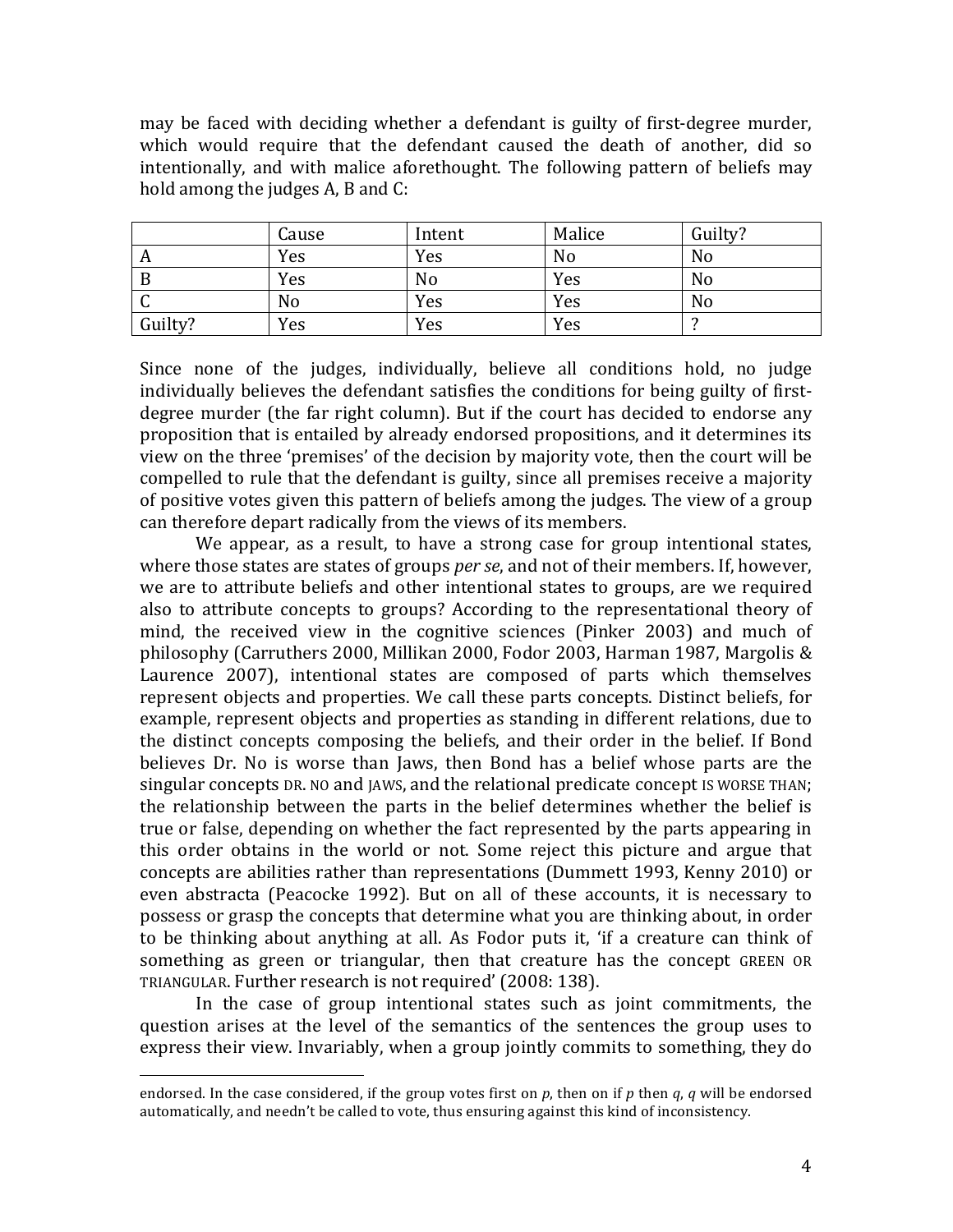may be faced with deciding whether a defendant is guilty of first-degree murder, which would require that the defendant caused the death of another, did so intentionally, and with malice aforethought. The following pattern of beliefs may hold among the judges A, B and C:

| | Cause | Intent | Malice | Guilty? |
|---|---|---|---|---|
| A | Yes | Yes | No | No |
| B | Yes | No | Yes | No |
| C | No | Yes | Yes | No |
| Guilty? | Yes | Yes | Yes | ? |

Since none of the judges, individually, believe all conditions hold, no judge individually believes the defendant satisfies the conditions for being guilty of first-degree murder (the far right column). But if the court has decided to endorse any proposition that is entailed by already endorsed propositions, and it determines its view on the three 'premises' of the decision by majority vote, then the court will be compelled to rule that the defendant is guilty, since all premises receive a majority of positive votes given this pattern of beliefs among the judges. The view of a group can therefore depart radically from the views of its members.

We appear, as a result, to have a strong case for group intentional states, where those states are states of groups *per se*, and not of their members. If, however, we are to attribute beliefs and other intentional states to groups, are we required also to attribute concepts to groups? According to the representational theory of mind, the received view in the cognitive sciences (Pinker 2003) and much of philosophy (Carruthers 2000, Millikan 2000, Fodor 2003, Harman 1987, Margolis & Laurence 2007), intentional states are composed of parts which themselves represent objects and properties. We call these parts concepts. Distinct beliefs, for example, represent objects and properties as standing in different relations, due to the distinct concepts composing the beliefs, and their order in the belief. If Bond believes Dr. No is worse than Jaws, then Bond has a belief whose parts are the singular concepts DR. NO and JAWS, and the relational predicate concept IS WORSE THAN; the relationship between the parts in the belief determines whether the belief is true or false, depending on whether the fact represented by the parts appearing in this order obtains in the world or not. Some reject this picture and argue that concepts are abilities rather than representations (Dummett 1993, Kenny 2010) or even abstracta (Peacocke 1992). But on all of these accounts, it is necessary to possess or grasp the concepts that determine what you are thinking about, in order to be thinking about anything at all. As Fodor puts it, 'if a creature can think of something as green or triangular, then that creature has the concept GREEN OR TRIANGULAR. Further research is not required' (2008: 138).

In the case of group intentional states such as joint commitments, the question arises at the level of the semantics of the sentences the group uses to express their view. Invariably, when a group jointly commits to something, they do

endorsed. In the case considered, if the group votes first on *p*, then on if *p* then *q*, *q* will be endorsed automatically, and needn't be called to vote, thus ensuring against this kind of inconsistency.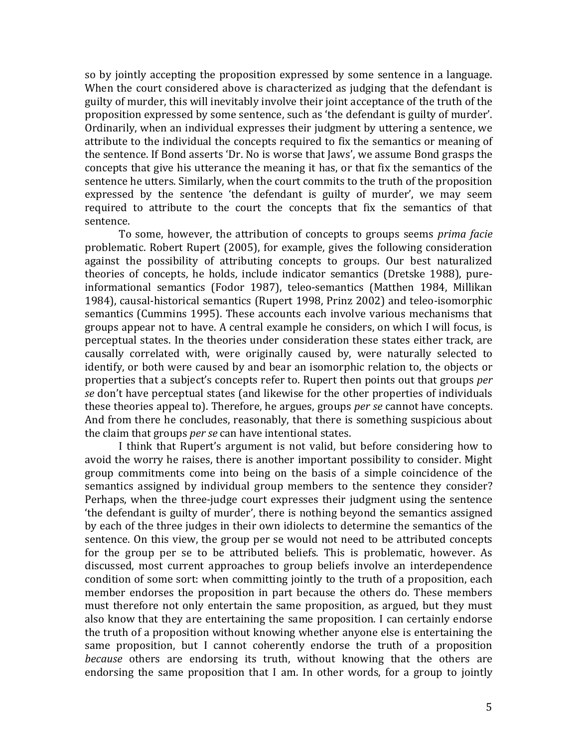so by jointly accepting the proposition expressed by some sentence in a language. When the court considered above is characterized as judging that the defendant is guilty of murder, this will inevitably involve their joint acceptance of the truth of the proposition expressed by some sentence, such as 'the defendant is guilty of murder'. Ordinarily, when an individual expresses their judgment by uttering a sentence, we attribute to the individual the concepts required to fix the semantics or meaning of the sentence. If Bond asserts 'Dr. No is worse that Jaws', we assume Bond grasps the concepts that give his utterance the meaning it has, or that fix the semantics of the sentence he utters. Similarly, when the court commits to the truth of the proposition expressed by the sentence 'the defendant is guilty of murder', we may seem required to attribute to the court the concepts that fix the semantics of that sentence.

To some, however, the attribution of concepts to groups seems *prima facie* problematic. Robert Rupert (2005), for example, gives the following consideration against the possibility of attributing concepts to groups. Our best naturalized theories of concepts, he holds, include indicator semantics (Dretske 1988), pure-informational semantics (Fodor 1987), teleo-semantics (Matthen 1984, Millikan 1984), causal-historical semantics (Rupert 1998, Prinz 2002) and teleo-isomorphic semantics (Cummins 1995). These accounts each involve various mechanisms that groups appear not to have. A central example he considers, on which I will focus, is perceptual states. In the theories under consideration these states either track, are causally correlated with, were originally caused by, were naturally selected to identify, or both were caused by and bear an isomorphic relation to, the objects or properties that a subject's concepts refer to. Rupert then points out that groups *per se* don't have perceptual states (and likewise for the other properties of individuals these theories appeal to). Therefore, he argues, groups *per se* cannot have concepts. And from there he concludes, reasonably, that there is something suspicious about the claim that groups *per se* can have intentional states.

I think that Rupert's argument is not valid, but before considering how to avoid the worry he raises, there is another important possibility to consider. Might group commitments come into being on the basis of a simple coincidence of the semantics assigned by individual group members to the sentence they consider? Perhaps, when the three-judge court expresses their judgment using the sentence 'the defendant is guilty of murder', there is nothing beyond the semantics assigned by each of the three judges in their own idiolects to determine the semantics of the sentence. On this view, the group per se would not need to be attributed concepts for the group per se to be attributed beliefs. This is problematic, however. As discussed, most current approaches to group beliefs involve an interdependence condition of some sort: when committing jointly to the truth of a proposition, each member endorses the proposition in part because the others do. These members must therefore not only entertain the same proposition, as argued, but they must also know that they are entertaining the same proposition. I can certainly endorse the truth of a proposition without knowing whether anyone else is entertaining the same proposition, but I cannot coherently endorse the truth of a proposition *because* others are endorsing its truth, without knowing that the others are endorsing the same proposition that I am. In other words, for a group to jointly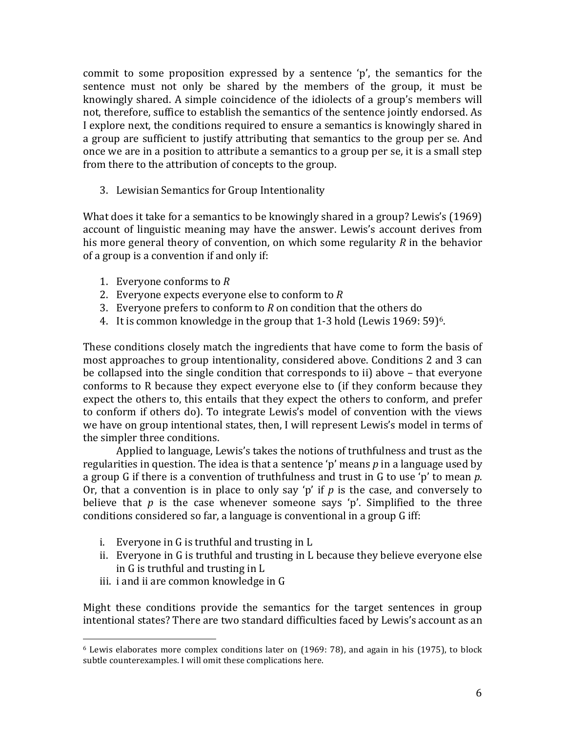commit to some proposition expressed by a sentence 'p', the semantics for the sentence must not only be shared by the members of the group, it must be knowingly shared. A simple coincidence of the idiolects of a group's members will not, therefore, suffice to establish the semantics of the sentence jointly endorsed. As I explore next, the conditions required to ensure a semantics is knowingly shared in a group are sufficient to justify attributing that semantics to the group per se. And once we are in a position to attribute a semantics to a group per se, it is a small step from there to the attribution of concepts to the group.

## 3. Lewisian Semantics for Group Intentionality

What does it take for a semantics to be knowingly shared in a group? Lewis's (1969) account of linguistic meaning may have the answer. Lewis's account derives from his more general theory of convention, on which some regularity *R* in the behavior of a group is a convention if and only if:

1. Everyone conforms to *R*
2. Everyone expects everyone else to conform to *R*
3. Everyone prefers to conform to *R* on condition that the others do
4. It is common knowledge in the group that 1-3 hold (Lewis 1969: 59)[6].

These conditions closely match the ingredients that have come to form the basis of most approaches to group intentionality, considered above. Conditions 2 and 3 can be collapsed into the single condition that corresponds to ii) above – that everyone conforms to R because they expect everyone else to (if they conform because they expect the others to, this entails that they expect the others to conform, and prefer to conform if others do). To integrate Lewis's model of convention with the views we have on group intentional states, then, I will represent Lewis's model in terms of the simpler three conditions.

Applied to language, Lewis's takes the notions of truthfulness and trust as the regularities in question. The idea is that a sentence 'p' means *p* in a language used by a group G if there is a convention of truthfulness and trust in G to use 'p' to mean *p*. Or, that a convention is in place to only say 'p' if *p* is the case, and conversely to believe that *p* is the case whenever someone says 'p'. Simplified to the three conditions considered so far, a language is conventional in a group G iff:

i. Everyone in G is truthful and trusting in L
ii. Everyone in G is truthful and trusting in L because they believe everyone else in G is truthful and trusting in L
iii. i and ii are common knowledge in G

Might these conditions provide the semantics for the target sentences in group intentional states? There are two standard difficulties faced by Lewis's account as an

[6] Lewis elaborates more complex conditions later on (1969: 78), and again in his (1975), to block subtle counterexamples. I will omit these complications here.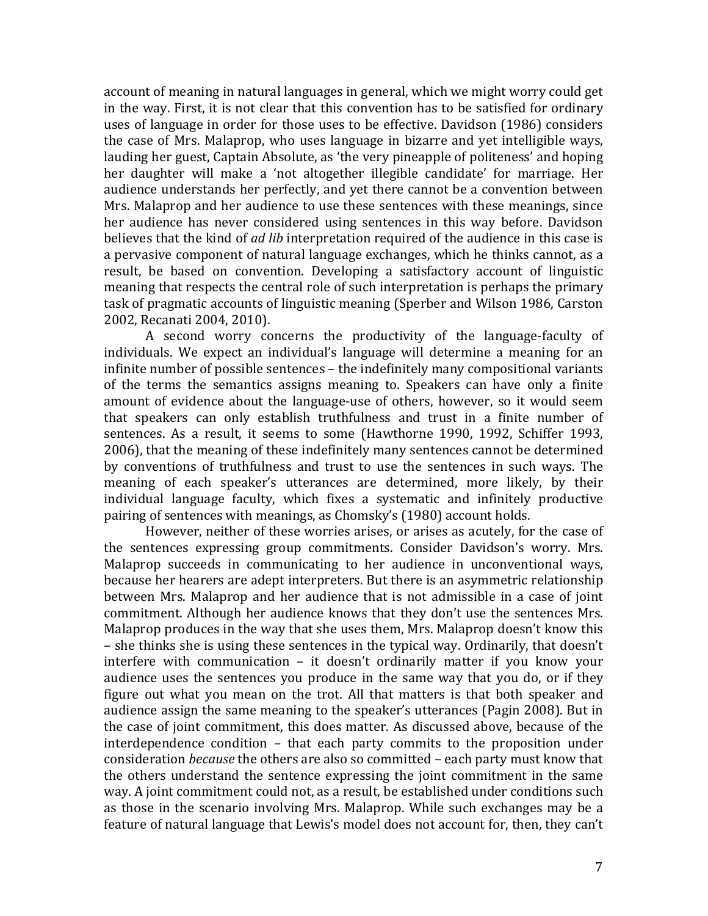account of meaning in natural languages in general, which we might worry could get in the way. First, it is not clear that this convention has to be satisfied for ordinary uses of language in order for those uses to be effective. Davidson (1986) considers the case of Mrs. Malaprop, who uses language in bizarre and yet intelligible ways, lauding her guest, Captain Absolute, as 'the very pineapple of politeness' and hoping her daughter will make a 'not altogether illegible candidate' for marriage. Her audience understands her perfectly, and yet there cannot be a convention between Mrs. Malaprop and her audience to use these sentences with these meanings, since her audience has never considered using sentences in this way before. Davidson believes that the kind of *ad lib* interpretation required of the audience in this case is a pervasive component of natural language exchanges, which he thinks cannot, as a result, be based on convention. Developing a satisfactory account of linguistic meaning that respects the central role of such interpretation is perhaps the primary task of pragmatic accounts of linguistic meaning (Sperber and Wilson 1986, Carston 2002, Recanati 2004, 2010).

A second worry concerns the productivity of the language-faculty of individuals. We expect an individual's language will determine a meaning for an infinite number of possible sentences – the indefinitely many compositional variants of the terms the semantics assigns meaning to. Speakers can have only a finite amount of evidence about the language-use of others, however, so it would seem that speakers can only establish truthfulness and trust in a finite number of sentences. As a result, it seems to some (Hawthorne 1990, 1992, Schiffer 1993, 2006), that the meaning of these indefinitely many sentences cannot be determined by conventions of truthfulness and trust to use the sentences in such ways. The meaning of each speaker's utterances are determined, more likely, by their individual language faculty, which fixes a systematic and infinitely productive pairing of sentences with meanings, as Chomsky's (1980) account holds.

However, neither of these worries arises, or arises as acutely, for the case of the sentences expressing group commitments. Consider Davidson's worry. Mrs. Malaprop succeeds in communicating to her audience in unconventional ways, because her hearers are adept interpreters. But there is an asymmetric relationship between Mrs. Malaprop and her audience that is not admissible in a case of joint commitment. Although her audience knows that they don't use the sentences Mrs. Malaprop produces in the way that she uses them, Mrs. Malaprop doesn't know this – she thinks she is using these sentences in the typical way. Ordinarily, that doesn't interfere with communication – it doesn't ordinarily matter if you know your audience uses the sentences you produce in the same way that you do, or if they figure out what you mean on the trot. All that matters is that both speaker and audience assign the same meaning to the speaker's utterances (Pagin 2008). But in the case of joint commitment, this does matter. As discussed above, because of the interdependence condition – that each party commits to the proposition under consideration *because* the others are also so committed – each party must know that the others understand the sentence expressing the joint commitment in the same way. A joint commitment could not, as a result, be established under conditions such as those in the scenario involving Mrs. Malaprop. While such exchanges may be a feature of natural language that Lewis's model does not account for, then, they can't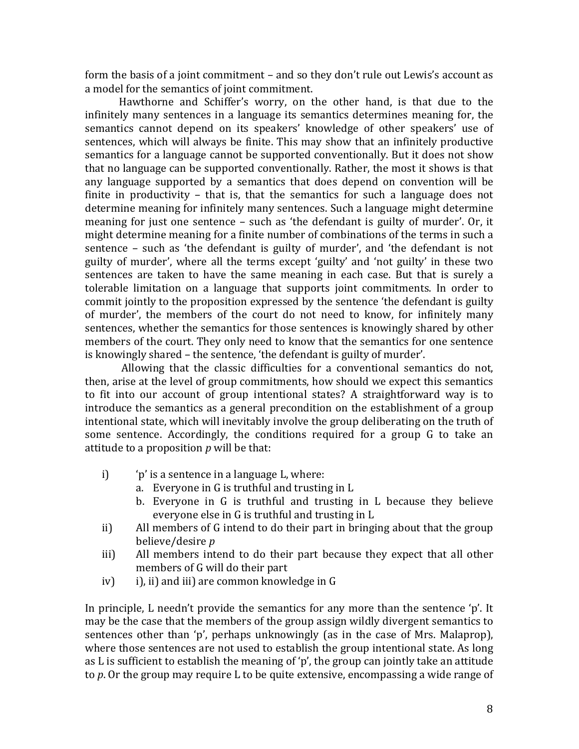form the basis of a joint commitment – and so they don't rule out Lewis's account as a model for the semantics of joint commitment.

Hawthorne and Schiffer's worry, on the other hand, is that due to the infinitely many sentences in a language its semantics determines meaning for, the semantics cannot depend on its speakers' knowledge of other speakers' use of sentences, which will always be finite. This may show that an infinitely productive semantics for a language cannot be supported conventionally. But it does not show that no language can be supported conventionally. Rather, the most it shows is that any language supported by a semantics that does depend on convention will be finite in productivity – that is, that the semantics for such a language does not determine meaning for infinitely many sentences. Such a language might determine meaning for just one sentence – such as 'the defendant is guilty of murder'. Or, it might determine meaning for a finite number of combinations of the terms in such a sentence – such as 'the defendant is guilty of murder', and 'the defendant is not guilty of murder', where all the terms except 'guilty' and 'not guilty' in these two sentences are taken to have the same meaning in each case. But that is surely a tolerable limitation on a language that supports joint commitments. In order to commit jointly to the proposition expressed by the sentence 'the defendant is guilty of murder', the members of the court do not need to know, for infinitely many sentences, whether the semantics for those sentences is knowingly shared by other members of the court. They only need to know that the semantics for one sentence is knowingly shared – the sentence, 'the defendant is guilty of murder'.

Allowing that the classic difficulties for a conventional semantics do not, then, arise at the level of group commitments, how should we expect this semantics to fit into our account of group intentional states? A straightforward way is to introduce the semantics as a general precondition on the establishment of a group intentional state, which will inevitably involve the group deliberating on the truth of some sentence. Accordingly, the conditions required for a group G to take an attitude to a proposition *p* will be that:

i) 'p' is a sentence in a language L, where:
   a. Everyone in G is truthful and trusting in L
   b. Everyone in G is truthful and trusting in L because they believe everyone else in G is truthful and trusting in L
ii) All members of G intend to do their part in bringing about that the group believe/desire *p*
iii) All members intend to do their part because they expect that all other members of G will do their part
iv) i), ii) and iii) are common knowledge in G

In principle, L needn't provide the semantics for any more than the sentence 'p'. It may be the case that the members of the group assign wildly divergent semantics to sentences other than 'p', perhaps unknowingly (as in the case of Mrs. Malaprop), where those sentences are not used to establish the group intentional state. As long as L is sufficient to establish the meaning of 'p', the group can jointly take an attitude to *p*. Or the group may require L to be quite extensive, encompassing a wide range of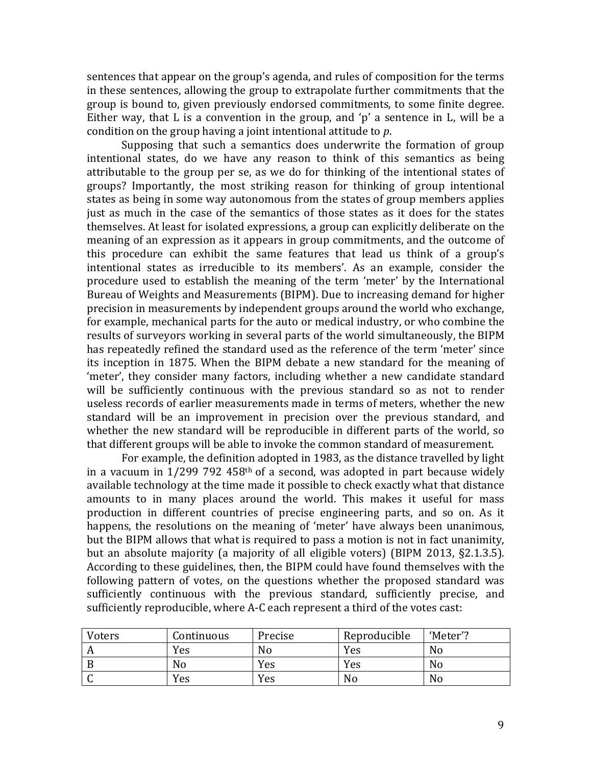sentences that appear on the group's agenda, and rules of composition for the terms in these sentences, allowing the group to extrapolate further commitments that the group is bound to, given previously endorsed commitments, to some finite degree. Either way, that L is a convention in the group, and 'p' a sentence in L, will be a condition on the group having a joint intentional attitude to *p*.

Supposing that such a semantics does underwrite the formation of group intentional states, do we have any reason to think of this semantics as being attributable to the group per se, as we do for thinking of the intentional states of groups? Importantly, the most striking reason for thinking of group intentional states as being in some way autonomous from the states of group members applies just as much in the case of the semantics of those states as it does for the states themselves. At least for isolated expressions, a group can explicitly deliberate on the meaning of an expression as it appears in group commitments, and the outcome of this procedure can exhibit the same features that lead us think of a group's intentional states as irreducible to its members'. As an example, consider the procedure used to establish the meaning of the term 'meter' by the International Bureau of Weights and Measurements (BIPM). Due to increasing demand for higher precision in measurements by independent groups around the world who exchange, for example, mechanical parts for the auto or medical industry, or who combine the results of surveyors working in several parts of the world simultaneously, the BIPM has repeatedly refined the standard used as the reference of the term 'meter' since its inception in 1875. When the BIPM debate a new standard for the meaning of 'meter', they consider many factors, including whether a new candidate standard will be sufficiently continuous with the previous standard so as not to render useless records of earlier measurements made in terms of meters, whether the new standard will be an improvement in precision over the previous standard, and whether the new standard will be reproducible in different parts of the world, so that different groups will be able to invoke the common standard of measurement.

For example, the definition adopted in 1983, as the distance travelled by light in a vacuum in 1/299 792 458th of a second, was adopted in part because widely available technology at the time made it possible to check exactly what that distance amounts to in many places around the world. This makes it useful for mass production in different countries of precise engineering parts, and so on. As it happens, the resolutions on the meaning of 'meter' have always been unanimous, but the BIPM allows that what is required to pass a motion is not in fact unanimity, but an absolute majority (a majority of all eligible voters) (BIPM 2013, §2.1.3.5). According to these guidelines, then, the BIPM could have found themselves with the following pattern of votes, on the questions whether the proposed standard was sufficiently continuous with the previous standard, sufficiently precise, and sufficiently reproducible, where A-C each represent a third of the votes cast:

| Voters | Continuous | Precise | Reproducible | 'Meter'? |
|---|---|---|---|---|
| A | Yes | No | Yes | No |
| B | No | Yes | Yes | No |
| C | Yes | Yes | No | No |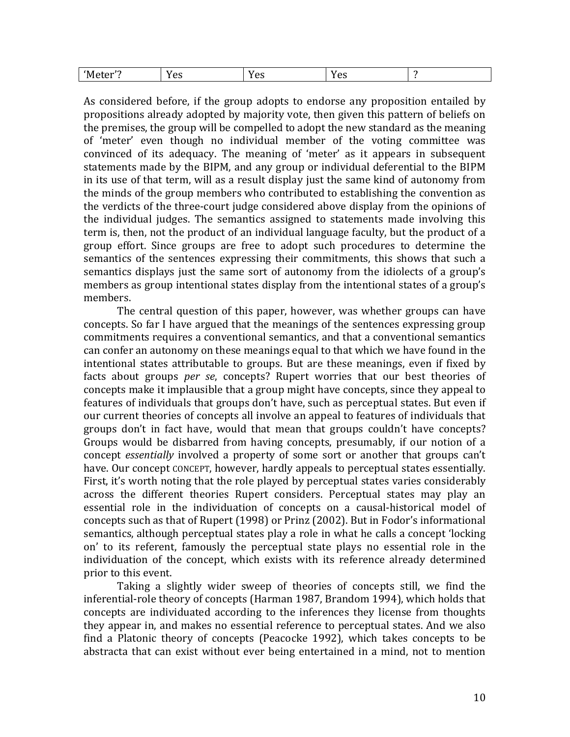| 'Meter'? | Yes | Yes | Yes | ? |
|---|---|---|---|---|

As considered before, if the group adopts to endorse any proposition entailed by propositions already adopted by majority vote, then given this pattern of beliefs on the premises, the group will be compelled to adopt the new standard as the meaning of 'meter' even though no individual member of the voting committee was convinced of its adequacy. The meaning of 'meter' as it appears in subsequent statements made by the BIPM, and any group or individual deferential to the BIPM in its use of that term, will as a result display just the same kind of autonomy from the minds of the group members who contributed to establishing the convention as the verdicts of the three-court judge considered above display from the opinions of the individual judges. The semantics assigned to statements made involving this term is, then, not the product of an individual language faculty, but the product of a group effort. Since groups are free to adopt such procedures to determine the semantics of the sentences expressing their commitments, this shows that such a semantics displays just the same sort of autonomy from the idiolects of a group's members as group intentional states display from the intentional states of a group's members.

The central question of this paper, however, was whether groups can have concepts. So far I have argued that the meanings of the sentences expressing group commitments requires a conventional semantics, and that a conventional semantics can confer an autonomy on these meanings equal to that which we have found in the intentional states attributable to groups. But are these meanings, even if fixed by facts about groups *per se*, concepts? Rupert worries that our best theories of concepts make it implausible that a group might have concepts, since they appeal to features of individuals that groups don't have, such as perceptual states. But even if our current theories of concepts all involve an appeal to features of individuals that groups don't in fact have, would that mean that groups couldn't have concepts? Groups would be disbarred from having concepts, presumably, if our notion of a concept *essentially* involved a property of some sort or another that groups can't have. Our concept CONCEPT, however, hardly appeals to perceptual states essentially. First, it's worth noting that the role played by perceptual states varies considerably across the different theories Rupert considers. Perceptual states may play an essential role in the individuation of concepts on a causal-historical model of concepts such as that of Rupert (1998) or Prinz (2002). But in Fodor's informational semantics, although perceptual states play a role in what he calls a concept 'locking on' to its referent, famously the perceptual state plays no essential role in the individuation of the concept, which exists with its reference already determined prior to this event.

Taking a slightly wider sweep of theories of concepts still, we find the inferential-role theory of concepts (Harman 1987, Brandom 1994), which holds that concepts are individuated according to the inferences they license from thoughts they appear in, and makes no essential reference to perceptual states. And we also find a Platonic theory of concepts (Peacocke 1992), which takes concepts to be abstracta that can exist without ever being entertained in a mind, not to mention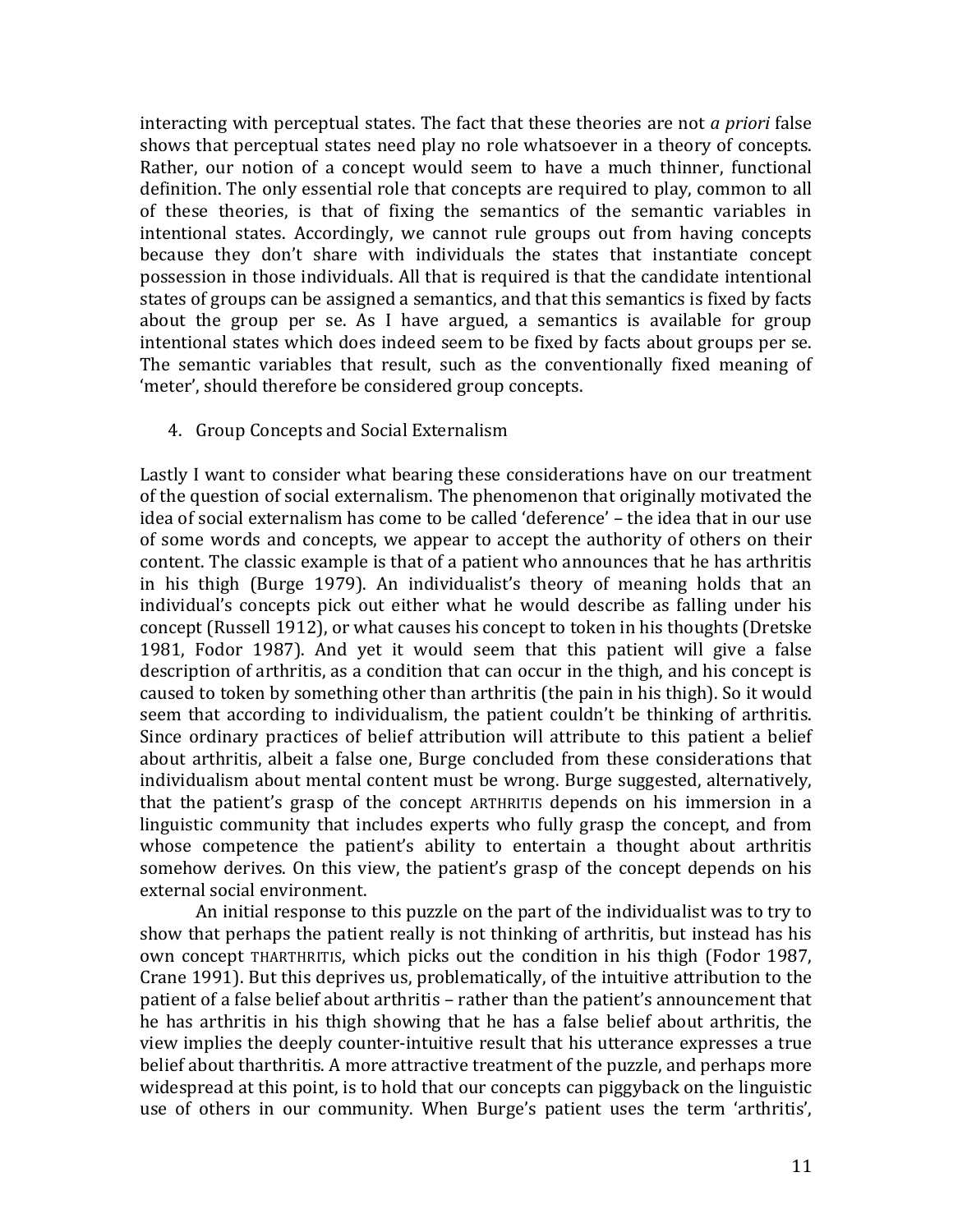interacting with perceptual states. The fact that these theories are not *a priori* false shows that perceptual states need play no role whatsoever in a theory of concepts. Rather, our notion of a concept would seem to have a much thinner, functional definition. The only essential role that concepts are required to play, common to all of these theories, is that of fixing the semantics of the semantic variables in intentional states. Accordingly, we cannot rule groups out from having concepts because they don't share with individuals the states that instantiate concept possession in those individuals. All that is required is that the candidate intentional states of groups can be assigned a semantics, and that this semantics is fixed by facts about the group per se. As I have argued, a semantics is available for group intentional states which does indeed seem to be fixed by facts about groups per se. The semantic variables that result, such as the conventionally fixed meaning of 'meter', should therefore be considered group concepts.

## 4. Group Concepts and Social Externalism

Lastly I want to consider what bearing these considerations have on our treatment of the question of social externalism. The phenomenon that originally motivated the idea of social externalism has come to be called 'deference' – the idea that in our use of some words and concepts, we appear to accept the authority of others on their content. The classic example is that of a patient who announces that he has arthritis in his thigh (Burge 1979). An individualist's theory of meaning holds that an individual's concepts pick out either what he would describe as falling under his concept (Russell 1912), or what causes his concept to token in his thoughts (Dretske 1981, Fodor 1987). And yet it would seem that this patient will give a false description of arthritis, as a condition that can occur in the thigh, and his concept is caused to token by something other than arthritis (the pain in his thigh). So it would seem that according to individualism, the patient couldn't be thinking of arthritis. Since ordinary practices of belief attribution will attribute to this patient a belief about arthritis, albeit a false one, Burge concluded from these considerations that individualism about mental content must be wrong. Burge suggested, alternatively, that the patient's grasp of the concept ARTHRITIS depends on his immersion in a linguistic community that includes experts who fully grasp the concept, and from whose competence the patient's ability to entertain a thought about arthritis somehow derives. On this view, the patient's grasp of the concept depends on his external social environment.

An initial response to this puzzle on the part of the individualist was to try to show that perhaps the patient really is not thinking of arthritis, but instead has his own concept THARTHRITIS, which picks out the condition in his thigh (Fodor 1987, Crane 1991). But this deprives us, problematically, of the intuitive attribution to the patient of a false belief about arthritis – rather than the patient's announcement that he has arthritis in his thigh showing that he has a false belief about arthritis, the view implies the deeply counter-intuitive result that his utterance expresses a true belief about tharthritis. A more attractive treatment of the puzzle, and perhaps more widespread at this point, is to hold that our concepts can piggyback on the linguistic use of others in our community. When Burge's patient uses the term 'arthritis',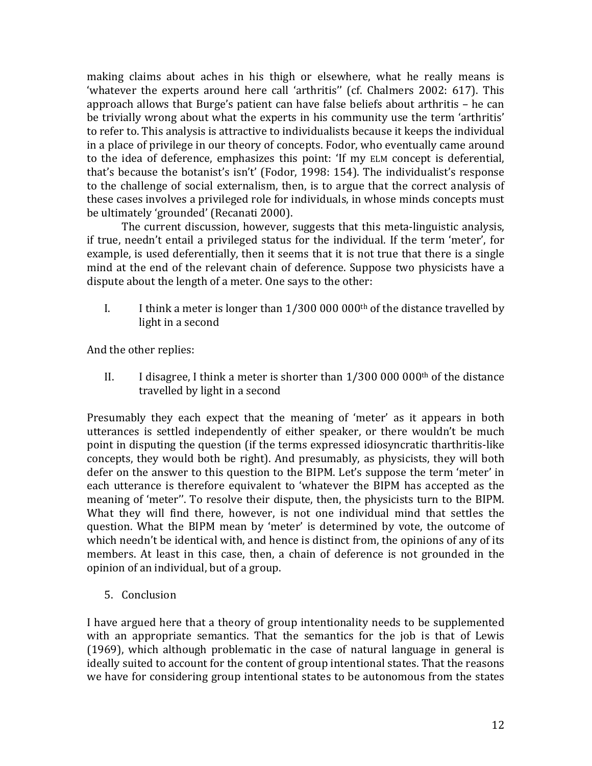making claims about aches in his thigh or elsewhere, what he really means is 'whatever the experts around here call 'arthritis'' (cf. Chalmers 2002: 617). This approach allows that Burge's patient can have false beliefs about arthritis – he can be trivially wrong about what the experts in his community use the term 'arthritis' to refer to. This analysis is attractive to individualists because it keeps the individual in a place of privilege in our theory of concepts. Fodor, who eventually came around to the idea of deference, emphasizes this point: 'If my ELM concept is deferential, that's because the botanist's isn't' (Fodor, 1998: 154). The individualist's response to the challenge of social externalism, then, is to argue that the correct analysis of these cases involves a privileged role for individuals, in whose minds concepts must be ultimately 'grounded' (Recanati 2000).

The current discussion, however, suggests that this meta-linguistic analysis, if true, needn't entail a privileged status for the individual. If the term 'meter', for example, is used deferentially, then it seems that it is not true that there is a single mind at the end of the relevant chain of deference. Suppose two physicists have a dispute about the length of a meter. One says to the other:

I. I think a meter is longer than 1/300 000 000th of the distance travelled by light in a second

And the other replies:

II. I disagree, I think a meter is shorter than 1/300 000 000th of the distance travelled by light in a second

Presumably they each expect that the meaning of 'meter' as it appears in both utterances is settled independently of either speaker, or there wouldn't be much point in disputing the question (if the terms expressed idiosyncratic tharthritis-like concepts, they would both be right). And presumably, as physicists, they will both defer on the answer to this question to the BIPM. Let's suppose the term 'meter' in each utterance is therefore equivalent to 'whatever the BIPM has accepted as the meaning of 'meter''. To resolve their dispute, then, the physicists turn to the BIPM. What they will find there, however, is not one individual mind that settles the question. What the BIPM mean by 'meter' is determined by vote, the outcome of which needn't be identical with, and hence is distinct from, the opinions of any of its members. At least in this case, then, a chain of deference is not grounded in the opinion of an individual, but of a group.

## 5. Conclusion

I have argued here that a theory of group intentionality needs to be supplemented with an appropriate semantics. That the semantics for the job is that of Lewis (1969), which although problematic in the case of natural language in general is ideally suited to account for the content of group intentional states. That the reasons we have for considering group intentional states to be autonomous from the states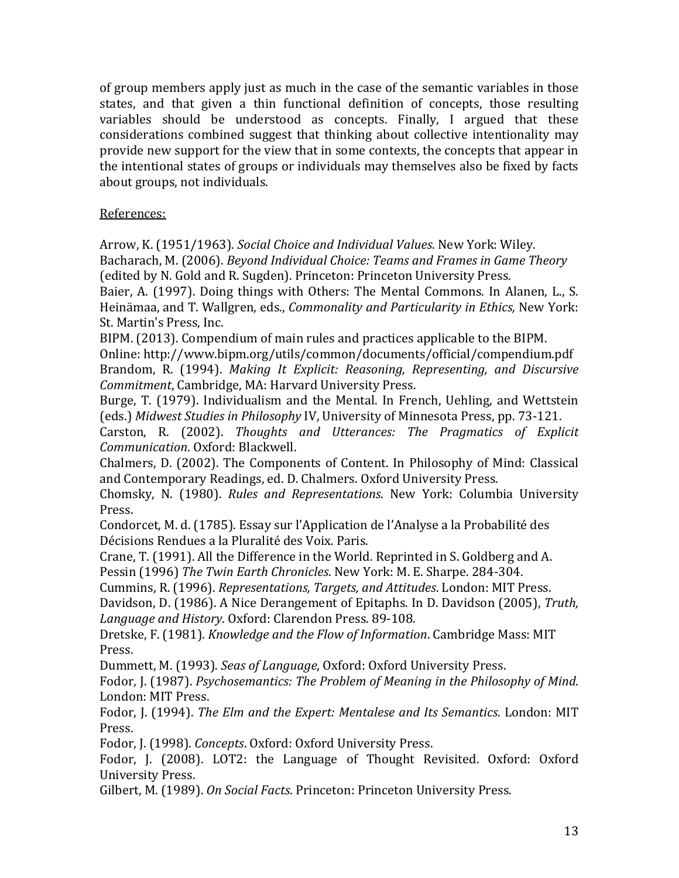of group members apply just as much in the case of the semantic variables in those states, and that given a thin functional definition of concepts, those resulting variables should be understood as concepts. Finally, I argued that these considerations combined suggest that thinking about collective intentionality may provide new support for the view that in some contexts, the concepts that appear in the intentional states of groups or individuals may themselves also be fixed by facts about groups, not individuals.

References:

Arrow, K. (1951/1963). *Social Choice and Individual Values*. New York: Wiley.

Bacharach, M. (2006). *Beyond Individual Choice: Teams and Frames in Game Theory* (edited by N. Gold and R. Sugden). Princeton: Princeton University Press.

Baier, A. (1997). Doing things with Others: The Mental Commons. In Alanen, L., S. Heinämaa, and T. Wallgren, eds., *Commonality and Particularity in Ethics,* New York: St. Martin's Press, Inc.

BIPM. (2013). Compendium of main rules and practices applicable to the BIPM. Online: http://www.bipm.org/utils/common/documents/official/compendium.pdf

Brandom, R. (1994). *Making It Explicit: Reasoning, Representing, and Discursive Commitment*, Cambridge, MA: Harvard University Press.

Burge, T. (1979). Individualism and the Mental. In French, Uehling, and Wettstein (eds.) *Midwest Studies in Philosophy* IV, University of Minnesota Press, pp. 73-121.

Carston, R. (2002). *Thoughts and Utterances: The Pragmatics of Explicit Communication*. Oxford: Blackwell.

Chalmers, D. (2002). The Components of Content. In Philosophy of Mind: Classical and Contemporary Readings, ed. D. Chalmers. Oxford University Press.

Chomsky, N. (1980). *Rules and Representations*. New York: Columbia University Press.

Condorcet, M. d. (1785). Essay sur l'Application de l'Analyse a la Probabilité des Décisions Rendues a la Pluralité des Voix. Paris.

Crane, T. (1991). All the Difference in the World. Reprinted in S. Goldberg and A. Pessin (1996) *The Twin Earth Chronicles*. New York: M. E. Sharpe. 284-304.

Cummins, R. (1996). *Representations, Targets, and Attitudes*. London: MIT Press.

Davidson, D. (1986). A Nice Derangement of Epitaphs. In D. Davidson (2005), *Truth, Language and History*. Oxford: Clarendon Press. 89-108.

Dretske, F. (1981). *Knowledge and the Flow of Information*. Cambridge Mass: MIT Press.

Dummett, M. (1993). *Seas of Language*, Oxford: Oxford University Press.

Fodor, J. (1987). *Psychosemantics: The Problem of Meaning in the Philosophy of Mind*. London: MIT Press.

Fodor, J. (1994). *The Elm and the Expert: Mentalese and Its Semantics*. London: MIT Press.

Fodor, J. (1998). *Concepts*. Oxford: Oxford University Press.

Fodor, J. (2008). LOT2: the Language of Thought Revisited. Oxford: Oxford University Press.

Gilbert, M. (1989). *On Social Facts*. Princeton: Princeton University Press.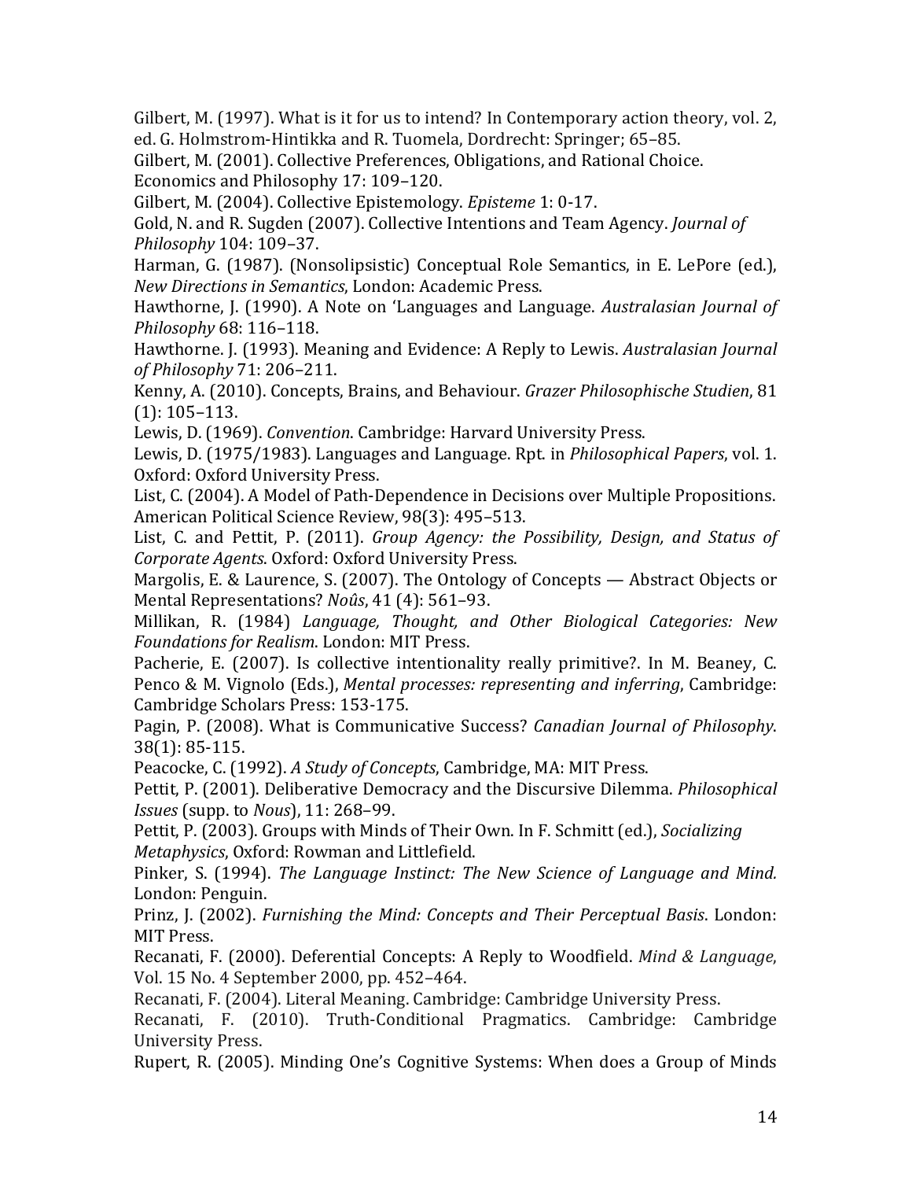Gilbert, M. (1997). What is it for us to intend? In Contemporary action theory, vol. 2, ed. G. Holmstrom-Hintikka and R. Tuomela, Dordrecht: Springer; 65–85.

Gilbert, M. (2001). Collective Preferences, Obligations, and Rational Choice. Economics and Philosophy 17: 109–120.

Gilbert, M. (2004). Collective Epistemology. *Episteme* 1: 0-17.

Gold, N. and R. Sugden (2007). Collective Intentions and Team Agency. *Journal of Philosophy* 104: 109–37.

Harman, G. (1987). (Nonsolipsistic) Conceptual Role Semantics, in E. LePore (ed.), *New Directions in Semantics*, London: Academic Press.

Hawthorne, J. (1990). A Note on 'Languages and Language. *Australasian Journal of Philosophy* 68: 116–118.

Hawthorne. J. (1993). Meaning and Evidence: A Reply to Lewis. *Australasian Journal of Philosophy* 71: 206–211.

Kenny, A. (2010). Concepts, Brains, and Behaviour. *Grazer Philosophische Studien*, 81 (1): 105–113.

Lewis, D. (1969). *Convention*. Cambridge: Harvard University Press.

Lewis, D. (1975/1983). Languages and Language. Rpt. in *Philosophical Papers*, vol. 1. Oxford: Oxford University Press.

List, C. (2004). A Model of Path-Dependence in Decisions over Multiple Propositions. American Political Science Review, 98(3): 495–513.

List, C. and Pettit, P. (2011). *Group Agency: the Possibility, Design, and Status of Corporate Agents*. Oxford: Oxford University Press.

Margolis, E. & Laurence, S. (2007). The Ontology of Concepts — Abstract Objects or Mental Representations? *Noûs*, 41 (4): 561–93.

Millikan, R. (1984) *Language, Thought, and Other Biological Categories: New Foundations for Realism*. London: MIT Press.

Pacherie, E. (2007). Is collective intentionality really primitive?. In M. Beaney, C. Penco & M. Vignolo (Eds.), *Mental processes: representing and inferring*, Cambridge: Cambridge Scholars Press: 153-175.

Pagin, P. (2008). What is Communicative Success? *Canadian Journal of Philosophy*. 38(1): 85-115.

Peacocke, C. (1992). *A Study of Concepts*, Cambridge, MA: MIT Press.

Pettit, P. (2001). Deliberative Democracy and the Discursive Dilemma. *Philosophical Issues* (supp. to *Nous*), 11: 268–99.

Pettit, P. (2003). Groups with Minds of Their Own. In F. Schmitt (ed.), *Socializing Metaphysics*, Oxford: Rowman and Littlefield.

Pinker, S. (1994). *The Language Instinct: The New Science of Language and Mind.* London: Penguin.

Prinz, J. (2002). *Furnishing the Mind: Concepts and Their Perceptual Basis*. London: MIT Press.

Recanati, F. (2000). Deferential Concepts: A Reply to Woodfield. *Mind & Language*, Vol. 15 No. 4 September 2000, pp. 452–464.

Recanati, F. (2004). Literal Meaning. Cambridge: Cambridge University Press.

Recanati, F. (2010). Truth-Conditional Pragmatics. Cambridge: Cambridge University Press.

Rupert, R. (2005). Minding One's Cognitive Systems: When does a Group of Minds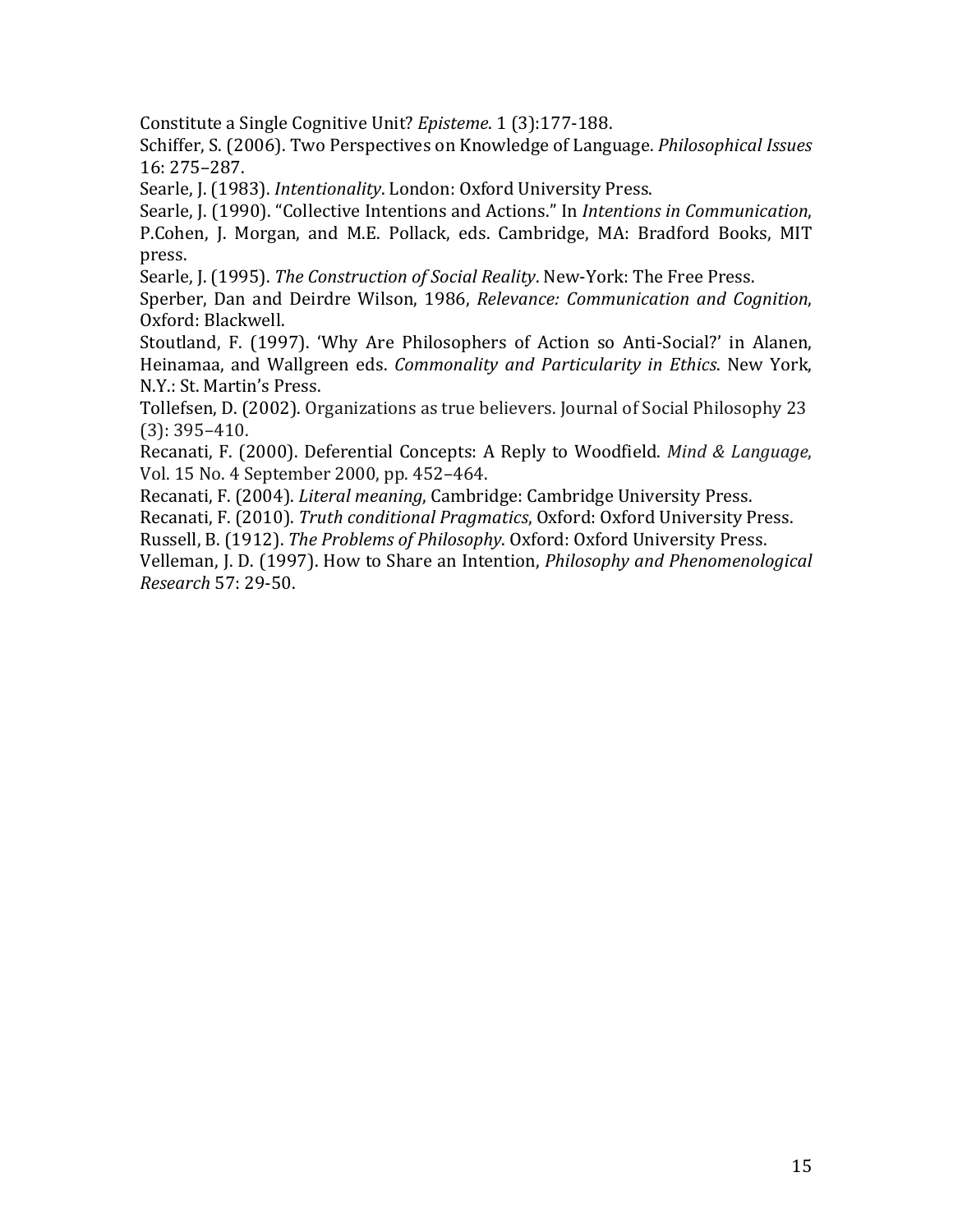Constitute a Single Cognitive Unit? *Episteme*. 1 (3):177-188.

Schiffer, S. (2006). Two Perspectives on Knowledge of Language. *Philosophical Issues* 16: 275–287.

Searle, J. (1983). *Intentionality*. London: Oxford University Press.

Searle, J. (1990). "Collective Intentions and Actions." In *Intentions in Communication*, P.Cohen, J. Morgan, and M.E. Pollack, eds. Cambridge, MA: Bradford Books, MIT press.

Searle, J. (1995). *The Construction of Social Reality*. New-York: The Free Press.

Sperber, Dan and Deirdre Wilson, 1986, *Relevance: Communication and Cognition*, Oxford: Blackwell.

Stoutland, F. (1997). 'Why Are Philosophers of Action so Anti-Social?' in Alanen, Heinamaa, and Wallgreen eds. *Commonality and Particularity in Ethics*. New York, N.Y.: St. Martin's Press.

Tollefsen, D. (2002). Organizations as true believers. Journal of Social Philosophy 23 (3): 395–410.

Recanati, F. (2000). Deferential Concepts: A Reply to Woodfield. *Mind & Language*, Vol. 15 No. 4 September 2000, pp. 452–464.

Recanati, F. (2004). *Literal meaning*, Cambridge: Cambridge University Press.

Recanati, F. (2010). *Truth conditional Pragmatics*, Oxford: Oxford University Press.

Russell, B. (1912). *The Problems of Philosophy*. Oxford: Oxford University Press.

Velleman, J. D. (1997). How to Share an Intention, *Philosophy and Phenomenological Research* 57: 29-50.